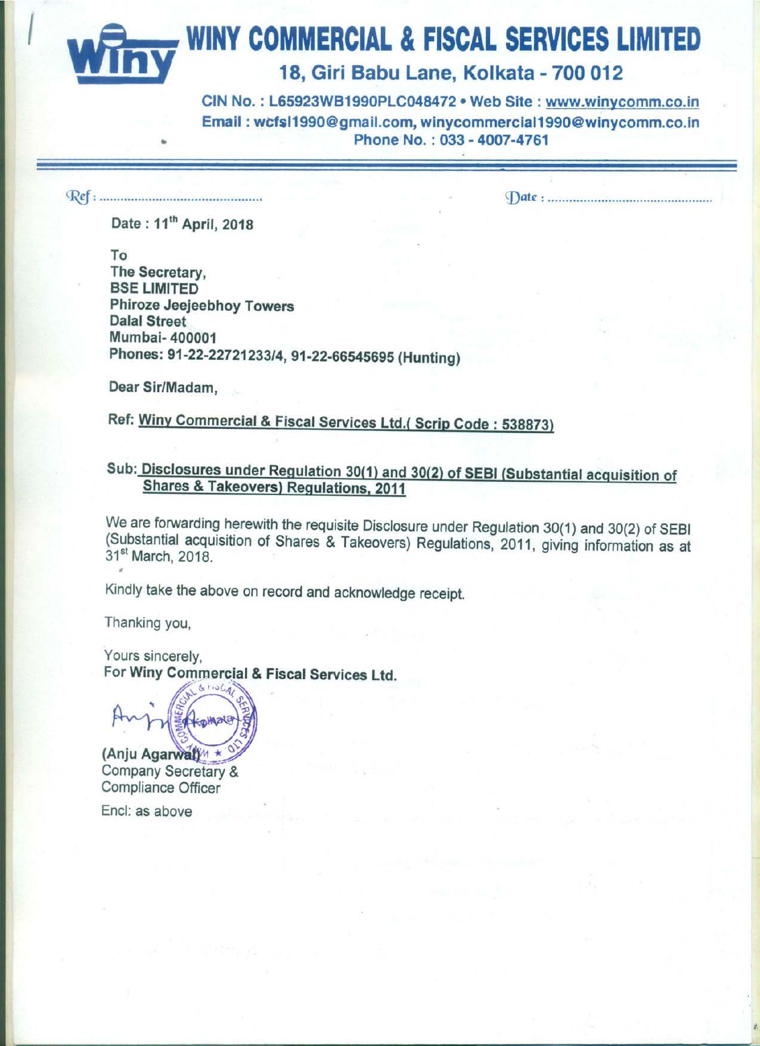# WINY COMMERCIAL & FISCAL SERVICES LIMITED

## 18, Giri Babu Lane, Kolkata - 700 012

CIN No. : L65923WB1990PLC048472 • Web Site : www.winycomm.co.in
Email : wcfsl1990@gmail.com, winycommercial1990@winycomm.co.in
Phone No. : 033 - 4007-4761

Ref : ..........................................  Date : ..........................................

Date : 11th April, 2018

To
The Secretary,
BSE LIMITED
Phiroze Jeejeebhoy Towers
Dalal Street
Mumbai- 400001
Phones: 91-22-22721233/4, 91-22-66545695 (Hunting)

Dear Sir/Madam,

Ref: Winy Commercial & Fiscal Services Ltd.( Scrip Code : 538873)

Sub: Disclosures under Regulation 30(1) and 30(2) of SEBI (Substantial acquisition of Shares & Takeovers) Regulations, 2011

We are forwarding herewith the requisite Disclosure under Regulation 30(1) and 30(2) of SEBI (Substantial acquisition of Shares & Takeovers) Regulations, 2011, giving information as at 31st March, 2018.

Kindly take the above on record and acknowledge receipt.

Thanking you,

Yours sincerely,
For Winy Commercial & Fiscal Services Ltd.

(Anju Agarwal)
Company Secretary &
Compliance Officer

Encl: as above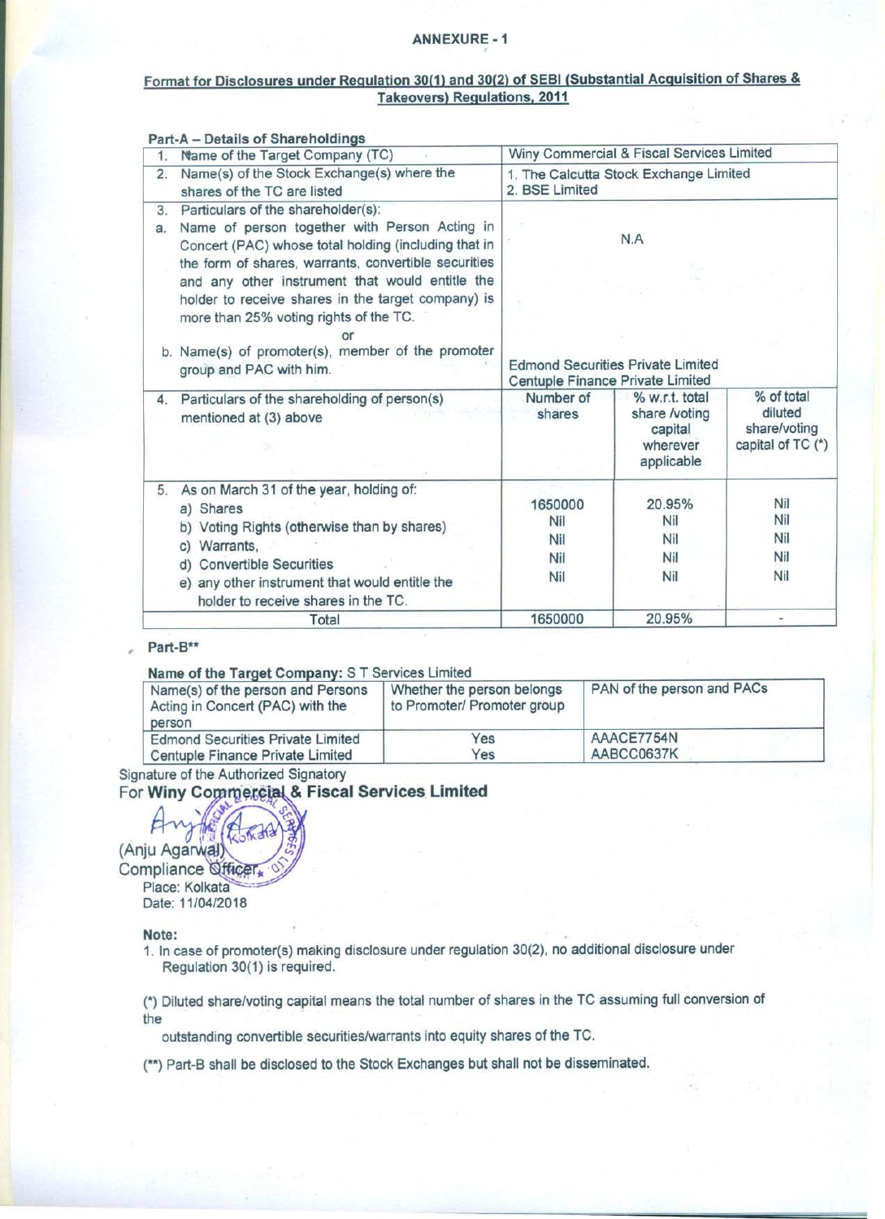## ANNEXURE - 1

**Format for Disclosures under Regulation 30(1) and 30(2) of SEBI (Substantial Acquisition of Shares & Takeovers) Regulations, 2011**

**Part-A – Details of Shareholdings**

| | | | |
|---|---|---|---|
| 1. Name of the Target Company (TC) | Winy Commercial & Fiscal Services Limited | | |
| 2. Name(s) of the Stock Exchange(s) where the shares of the TC are listed | 1. The Calcutta Stock Exchange Limited<br>2. BSE Limited | | |
| 3. Particulars of the shareholder(s):<br>a. Name of person together with Person Acting in Concert (PAC) whose total holding (including that in the form of shares, warrants, convertible securities and any other instrument that would entitle the holder to receive shares in the target company) is more than 25% voting rights of the TC.<br>or<br>b. Name(s) of promoter(s), member of the promoter group and PAC with him. | N.A<br><br>Edmond Securities Private Limited<br>Centuple Finance Private Limited | | |
| 4. Particulars of the shareholding of person(s) mentioned at (3) above | Number of shares | % w.r.t. total share /voting capital wherever applicable | % of total diluted share/voting capital of TC (*) |
| 5. As on March 31 of the year, holding of:<br>a) Shares<br>b) Voting Rights (otherwise than by shares)<br>c) Warrants,<br>d) Convertible Securities<br>e) any other instrument that would entitle the holder to receive shares in the TC. | 1650000<br>Nil<br>Nil<br>Nil<br>Nil | 20.95%<br>Nil<br>Nil<br>Nil<br>Nil | Nil<br>Nil<br>Nil<br>Nil<br>Nil |
| Total | 1650000 | 20.95% | - |

**Part-B****

**Name of the Target Company:** S T Services Limited

| Name(s) of the person and Persons Acting in Concert (PAC) with the person | Whether the person belongs to Promoter/ Promoter group | PAN of the person and PACs |
|---|---|---|
| Edmond Securities Private Limited | Yes | AAACE7754N |
| Centuple Finance Private Limited | Yes | AABCC0637K |

Signature of the Authorized Signatory

For **Winy Commercial & Fiscal Services Limited**

(Anju Agarwal)
Compliance Officer

Place: Kolkata
Date: 11/04/2018

**Note:**

1. In case of promoter(s) making disclosure under regulation 30(2), no additional disclosure under Regulation 30(1) is required.

(*) Diluted share/voting capital means the total number of shares in the TC assuming full conversion of the outstanding convertible securities/warrants into equity shares of the TC.

(**) Part-B shall be disclosed to the Stock Exchanges but shall not be disseminated.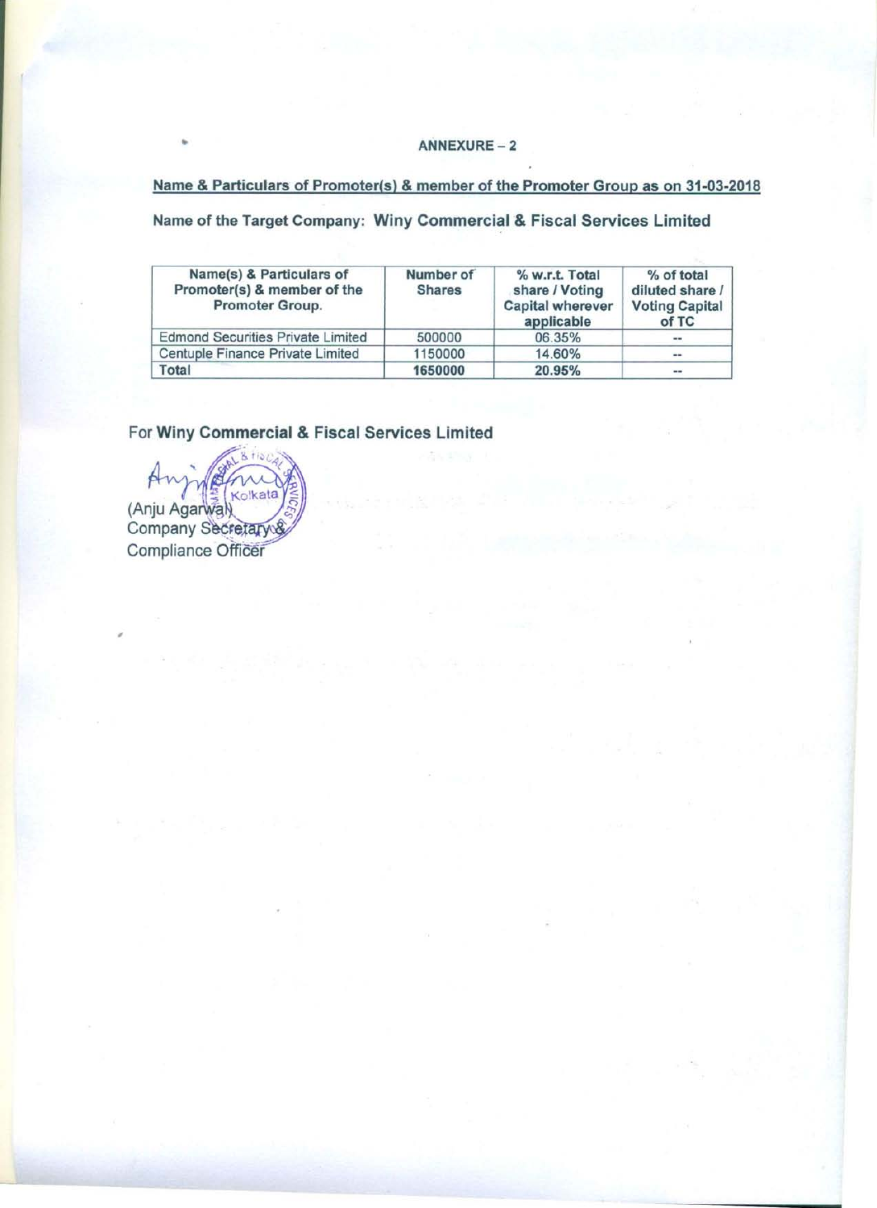**ANNEXURE – 2**

**Name & Particulars of Promoter(s) & member of the Promoter Group as on 31-03-2018**

**Name of the Target Company: Winy Commercial & Fiscal Services Limited**

| Name(s) & Particulars of Promoter(s) & member of the Promoter Group. | Number of Shares | % w.r.t. Total share / Voting Capital wherever applicable | % of total diluted share / Voting Capital of TC |
|---|---|---|---|
| Edmond Securities Private Limited | 500000 | 06.35% | -- |
| Centuple Finance Private Limited | 1150000 | 14.60% | -- |
| **Total** | **1650000** | **20.95%** | -- |

For **Winy Commercial & Fiscal Services Limited**

(Anju Agarwal)
Company Secretary &
Compliance Officer